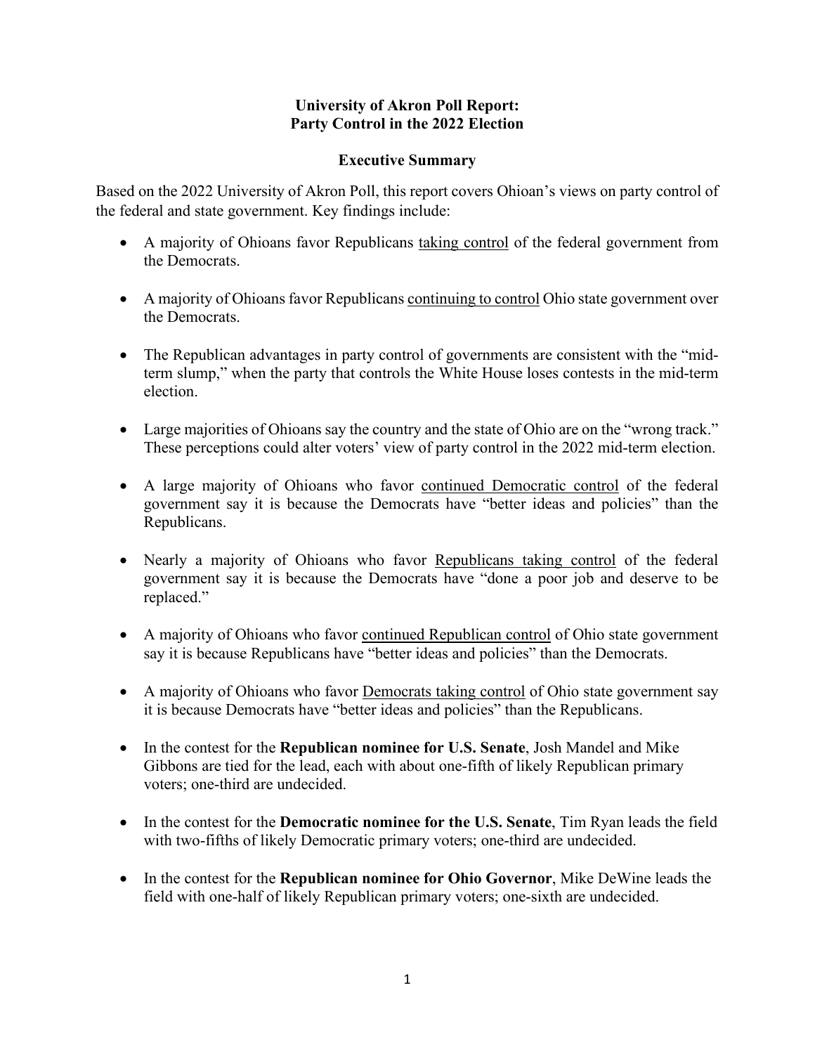# University of Akron Poll Report: Party Control in the 2022 Election

## Executive Summary

Based on the 2022 University of Akron Poll, this report covers Ohioan's views on party control of the federal and state government. Key findings include:

- A majority of Ohioans favor Republicans <u>taking control</u> of the federal government from the Democrats.

- A majority of Ohioans favor Republicans <u>continuing to control</u> Ohio state government over the Democrats.

- The Republican advantages in party control of governments are consistent with the "mid-term slump," when the party that controls the White House loses contests in the mid-term election.

- Large majorities of Ohioans say the country and the state of Ohio are on the "wrong track." These perceptions could alter voters' view of party control in the 2022 mid-term election.

- A large majority of Ohioans who favor <u>continued Democratic control</u> of the federal government say it is because the Democrats have "better ideas and policies" than the Republicans.

- Nearly a majority of Ohioans who favor <u>Republicans taking control</u> of the federal government say it is because the Democrats have "done a poor job and deserve to be replaced."

- A majority of Ohioans who favor <u>continued Republican control</u> of Ohio state government say it is because Republicans have "better ideas and policies" than the Democrats.

- A majority of Ohioans who favor <u>Democrats taking control</u> of Ohio state government say it is because Democrats have "better ideas and policies" than the Republicans.

- In the contest for the **Republican nominee for U.S. Senate**, Josh Mandel and Mike Gibbons are tied for the lead, each with about one-fifth of likely Republican primary voters; one-third are undecided.

- In the contest for the **Democratic nominee for the U.S. Senate**, Tim Ryan leads the field with two-fifths of likely Democratic primary voters; one-third are undecided.

- In the contest for the **Republican nominee for Ohio Governor**, Mike DeWine leads the field with one-half of likely Republican primary voters; one-sixth are undecided.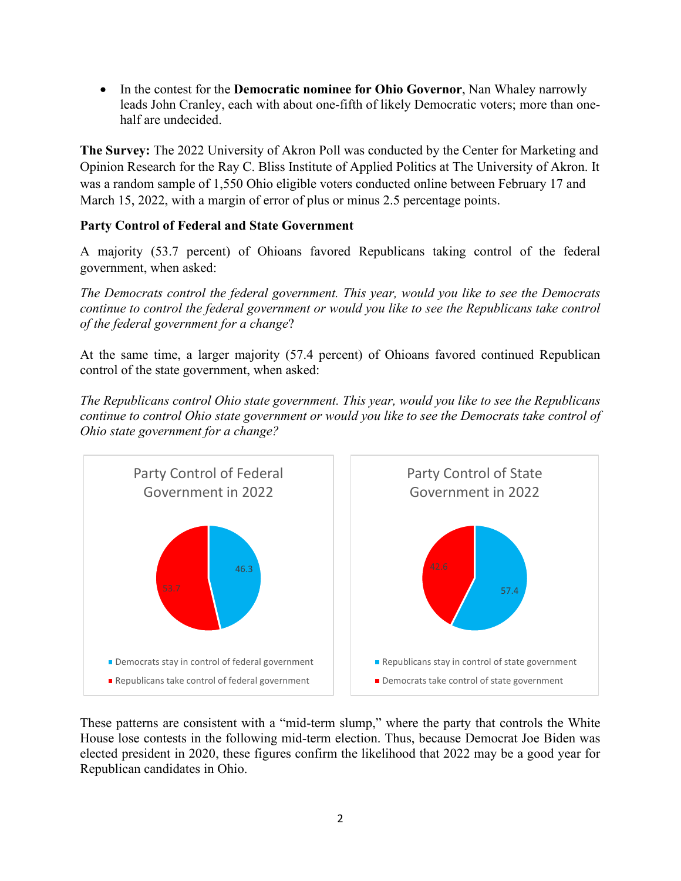- In the contest for the **Democratic nominee for Ohio Governor**, Nan Whaley narrowly leads John Cranley, each with about one-fifth of likely Democratic voters; more than one-half are undecided.

**The Survey:** The 2022 University of Akron Poll was conducted by the Center for Marketing and Opinion Research for the Ray C. Bliss Institute of Applied Politics at The University of Akron. It was a random sample of 1,550 Ohio eligible voters conducted online between February 17 and March 15, 2022, with a margin of error of plus or minus 2.5 percentage points.

**Party Control of Federal and State Government**

A majority (53.7 percent) of Ohioans favored Republicans taking control of the federal government, when asked:

*The Democrats control the federal government. This year, would you like to see the Democrats continue to control the federal government or would you like to see the Republicans take control of the federal government for a change*?

At the same time, a larger majority (57.4 percent) of Ohioans favored continued Republican control of the state government, when asked:

*The Republicans control Ohio state government. This year, would you like to see the Republicans continue to control Ohio state government or would you like to see the Democrats take control of Ohio state government for a change?*

Party Control of Federal Government in 2022

| Response | Percent |
|---|---|
| Democrats stay in control of federal government | 46.3 |
| Republicans take control of federal government | 53.7 |

Party Control of State Government in 2022

| Response | Percent |
|---|---|
| Republicans stay in control of state government | 57.4 |
| Democrats take control of state government | 42.6 |

These patterns are consistent with a "mid-term slump," where the party that controls the White House lose contests in the following mid-term election. Thus, because Democrat Joe Biden was elected president in 2020, these figures confirm the likelihood that 2022 may be a good year for Republican candidates in Ohio.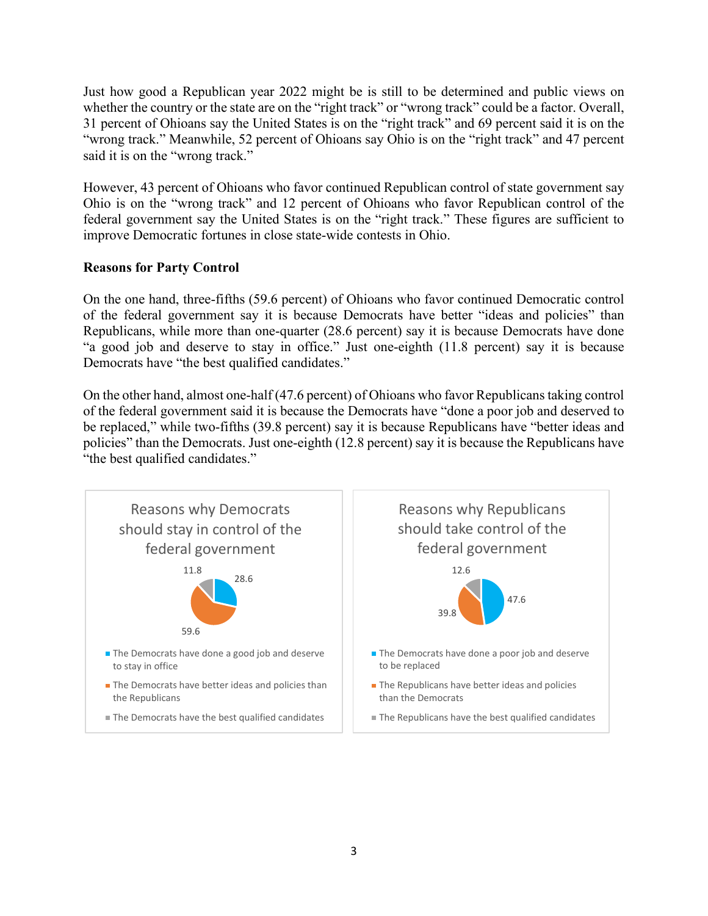Just how good a Republican year 2022 might be is still to be determined and public views on whether the country or the state are on the "right track" or "wrong track" could be a factor. Overall, 31 percent of Ohioans say the United States is on the "right track" and 69 percent said it is on the "wrong track." Meanwhile, 52 percent of Ohioans say Ohio is on the "right track" and 47 percent said it is on the "wrong track."

However, 43 percent of Ohioans who favor continued Republican control of state government say Ohio is on the "wrong track" and 12 percent of Ohioans who favor Republican control of the federal government say the United States is on the "right track." These figures are sufficient to improve Democratic fortunes in close state-wide contests in Ohio.

**Reasons for Party Control**

On the one hand, three-fifths (59.6 percent) of Ohioans who favor continued Democratic control of the federal government say it is because Democrats have better "ideas and policies" than Republicans, while more than one-quarter (28.6 percent) say it is because Democrats have done "a good job and deserve to stay in office." Just one-eighth (11.8 percent) say it is because Democrats have "the best qualified candidates."

On the other hand, almost one-half (47.6 percent) of Ohioans who favor Republicans taking control of the federal government said it is because the Democrats have "done a poor job and deserved to be replaced," while two-fifths (39.8 percent) say it is because Republicans have "better ideas and policies" than the Democrats. Just one-eighth (12.8 percent) say it is because the Republicans have "the best qualified candidates."

**Reasons why Democrats should stay in control of the federal government**

| Reason | Percent |
| --- | --- |
| The Democrats have done a good job and deserve to stay in office | 28.6 |
| The Democrats have better ideas and policies than the Republicans | 59.6 |
| The Democrats have the best qualified candidates | 11.8 |

**Reasons why Republicans should take control of the federal government**

| Reason | Percent |
| --- | --- |
| The Democrats have done a poor job and deserve to be replaced | 47.6 |
| The Republicans have better ideas and policies than the Democrats | 39.8 |
| The Republicans have the best qualified candidates | 12.6 |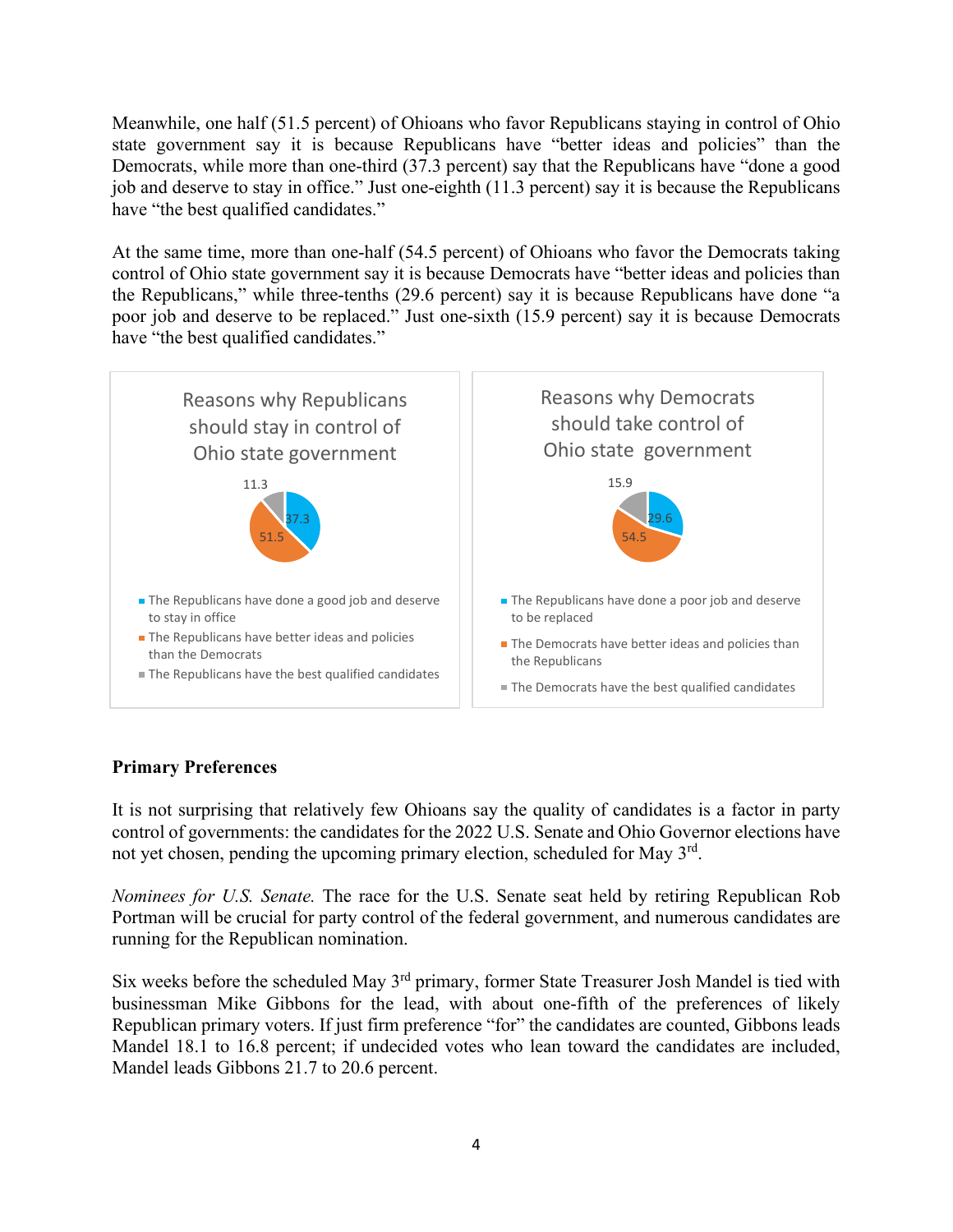Meanwhile, one half (51.5 percent) of Ohioans who favor Republicans staying in control of Ohio state government say it is because Republicans have "better ideas and policies" than the Democrats, while more than one-third (37.3 percent) say that the Republicans have "done a good job and deserve to stay in office." Just one-eighth (11.3 percent) say it is because the Republicans have "the best qualified candidates."

At the same time, more than one-half (54.5 percent) of Ohioans who favor the Democrats taking control of Ohio state government say it is because Democrats have "better ideas and policies than the Republicans," while three-tenths (29.6 percent) say it is because Republicans have done "a poor job and deserve to be replaced." Just one-sixth (15.9 percent) say it is because Democrats have "the best qualified candidates."

Reasons why Republicans should stay in control of Ohio state government

| Reason | Percent |
|---|---|
| The Republicans have done a good job and deserve to stay in office | 37.3 |
| The Republicans have better ideas and policies than the Democrats | 51.5 |
| The Republicans have the best qualified candidates | 11.3 |

Reasons why Democrats should take control of Ohio state government

| Reason | Percent |
|---|---|
| The Republicans have done a poor job and deserve to be replaced | 29.6 |
| The Democrats have better ideas and policies than the Republicans | 54.5 |
| The Democrats have the best qualified candidates | 15.9 |

**Primary Preferences**

It is not surprising that relatively few Ohioans say the quality of candidates is a factor in party control of governments: the candidates for the 2022 U.S. Senate and Ohio Governor elections have not yet chosen, pending the upcoming primary election, scheduled for May 3rd.

*Nominees for U.S. Senate.* The race for the U.S. Senate seat held by retiring Republican Rob Portman will be crucial for party control of the federal government, and numerous candidates are running for the Republican nomination.

Six weeks before the scheduled May 3rd primary, former State Treasurer Josh Mandel is tied with businessman Mike Gibbons for the lead, with about one-fifth of the preferences of likely Republican primary voters. If just firm preference "for" the candidates are counted, Gibbons leads Mandel 18.1 to 16.8 percent; if undecided votes who lean toward the candidates are included, Mandel leads Gibbons 21.7 to 20.6 percent.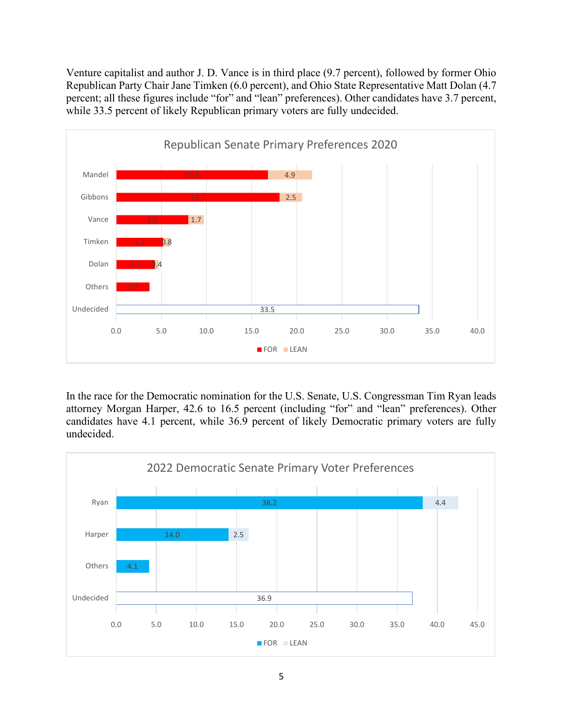Venture capitalist and author J. D. Vance is in third place (9.7 percent), followed by former Ohio Republican Party Chair Jane Timken (6.0 percent), and Ohio State Representative Matt Dolan (4.7 percent; all these figures include "for" and "lean" preferences). Other candidates have 3.7 percent, while 33.5 percent of likely Republican primary voters are fully undecided.

**Republican Senate Primary Preferences 2020**

| Candidate | FOR | LEAN |
| --- | --- | --- |
| Mandel | 16.8 | 4.9 |
| Gibbons | 18.1 | 2.5 |
| Vance | 8.0 | 1.7 |
| Timken | 5.2 | 0.8 |
| Dolan | 4.3 | 0.4 |
| Others | 3.7 | |
| Undecided | 33.5 | |

In the race for the Democratic nomination for the U.S. Senate, U.S. Congressman Tim Ryan leads attorney Morgan Harper, 42.6 to 16.5 percent (including "for" and "lean" preferences). Other candidates have 4.1 percent, while 36.9 percent of likely Democratic primary voters are fully undecided.

**2022 Democratic Senate Primary Voter Preferences**

| Candidate | FOR | LEAN |
| --- | --- | --- |
| Ryan | 38.2 | 4.4 |
| Harper | 14.0 | 2.5 |
| Others | 4.1 | |
| Undecided | 36.9 | |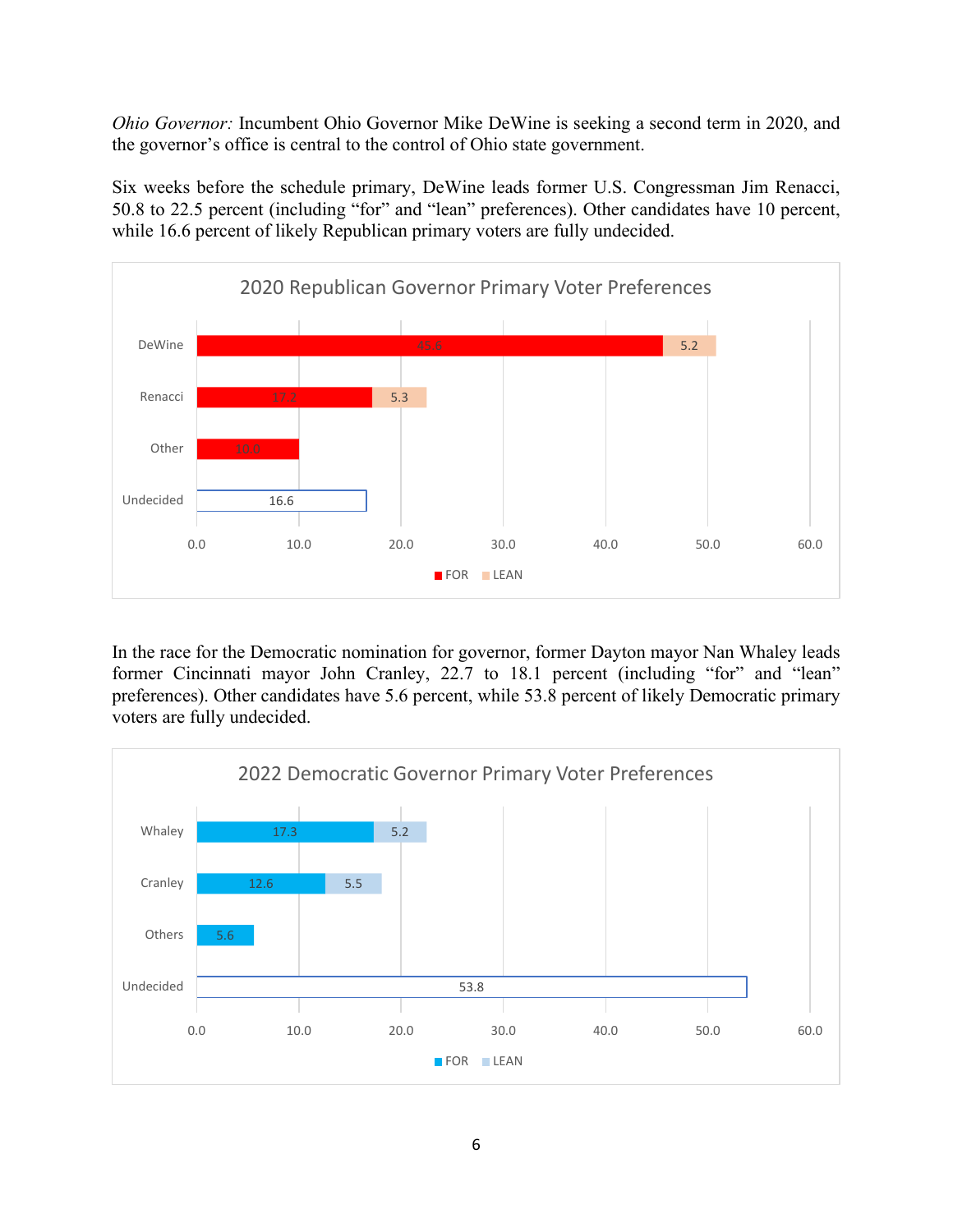*Ohio Governor:* Incumbent Ohio Governor Mike DeWine is seeking a second term in 2020, and the governor's office is central to the control of Ohio state government.

Six weeks before the schedule primary, DeWine leads former U.S. Congressman Jim Renacci, 50.8 to 22.5 percent (including "for" and "lean" preferences). Other candidates have 10 percent, while 16.6 percent of likely Republican primary voters are fully undecided.

2020 Republican Governor Primary Voter Preferences

DeWine 45.6 5.2
Renacci 17.2 5.3
Other 10.0
Undecided 16.6

0.0 10.0 20.0 30.0 40.0 50.0 60.0

FOR LEAN

In the race for the Democratic nomination for governor, former Dayton mayor Nan Whaley leads former Cincinnati mayor John Cranley, 22.7 to 18.1 percent (including "for" and "lean" preferences). Other candidates have 5.6 percent, while 53.8 percent of likely Democratic primary voters are fully undecided.

2022 Democratic Governor Primary Voter Preferences

Whaley 17.3 5.2
Cranley 12.6 5.5
Others 5.6
Undecided 53.8

0.0 10.0 20.0 30.0 40.0 50.0 60.0

FOR LEAN